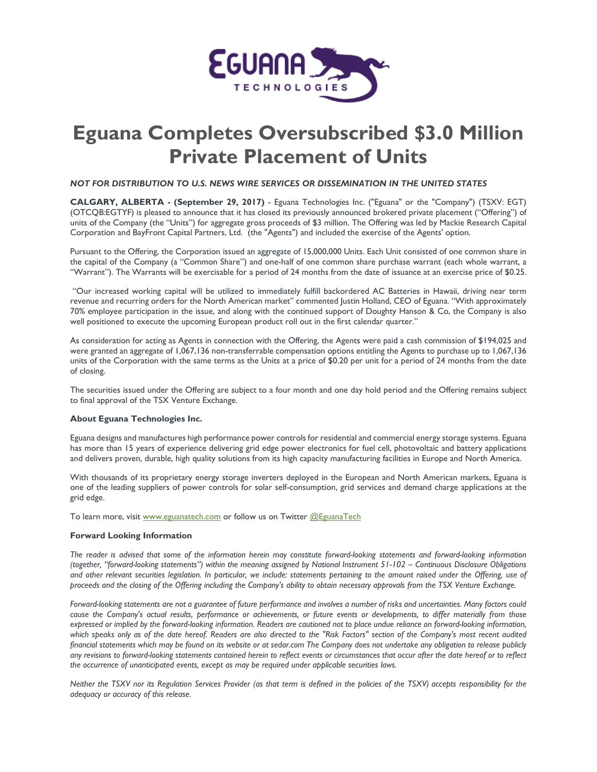# Eguana Completes Oversubscribed $3.0 Million Private Placement of Units

*NOT FOR DISTRIBUTION TO U.S. NEWS WIRE SERVICES OR DISSEMINATION IN THE UNITED STATES*

**CALGARY, ALBERTA - (September 29, 2017)** - Eguana Technologies Inc. ("Eguana" or the "Company") (TSXV: EGT) (OTCQB:EGTYF) is pleased to announce that it has closed its previously announced brokered private placement ("Offering") of units of the Company (the "Units") for aggregate gross proceeds of $3 million. The Offering was led by Mackie Research Capital Corporation and BayFront Capital Partners, Ltd. (the "Agents") and included the exercise of the Agents' option.

Pursuant to the Offering, the Corporation issued an aggregate of 15,000,000 Units. Each Unit consisted of one common share in the capital of the Company (a "Common Share") and one-half of one common share purchase warrant (each whole warrant, a "Warrant"). The Warrants will be exercisable for a period of 24 months from the date of issuance at an exercise price of $0.25.

"Our increased working capital will be utilized to immediately fulfill backordered AC Batteries in Hawaii, driving near term revenue and recurring orders for the North American market" commented Justin Holland, CEO of Eguana. "With approximately 70% employee participation in the issue, and along with the continued support of Doughty Hanson & Co, the Company is also well positioned to execute the upcoming European product roll out in the first calendar quarter."

As consideration for acting as Agents in connection with the Offering, the Agents were paid a cash commission of $194,025 and were granted an aggregate of 1,067,136 non-transferrable compensation options entitling the Agents to purchase up to 1,067,136 units of the Corporation with the same terms as the Units at a price of $0.20 per unit for a period of 24 months from the date of closing.

The securities issued under the Offering are subject to a four month and one day hold period and the Offering remains subject to final approval of the TSX Venture Exchange.

**About Eguana Technologies Inc.**

Eguana designs and manufactures high performance power controls for residential and commercial energy storage systems. Eguana has more than 15 years of experience delivering grid edge power electronics for fuel cell, photovoltaic and battery applications and delivers proven, durable, high quality solutions from its high capacity manufacturing facilities in Europe and North America.

With thousands of its proprietary energy storage inverters deployed in the European and North American markets, Eguana is one of the leading suppliers of power controls for solar self-consumption, grid services and demand charge applications at the grid edge.

To learn more, visit www.eguanatech.com or follow us on Twitter @EguanaTech

**Forward Looking Information**

*The reader is advised that some of the information herein may constitute forward-looking statements and forward-looking information (together, "forward-looking statements") within the meaning assigned by National Instrument 51-102 – Continuous Disclosure Obligations and other relevant securities legislation. In particular, we include: statements pertaining to the amount raised under the Offering, use of proceeds and the closing of the Offering including the Company's ability to obtain necessary approvals from the TSX Venture Exchange.*

*Forward-looking statements are not a guarantee of future performance and involves a number of risks and uncertainties. Many factors could cause the Company's actual results, performance or achievements, or future events or developments, to differ materially from those expressed or implied by the forward-looking information. Readers are cautioned not to place undue reliance on forward-looking information, which speaks only as of the date hereof. Readers are also directed to the "Risk Factors" section of the Company's most recent audited financial statements which may be found on its website or at sedar.com The Company does not undertake any obligation to release publicly any revisions to forward-looking statements contained herein to reflect events or circumstances that occur after the date hereof or to reflect the occurrence of unanticipated events, except as may be required under applicable securities laws.*

*Neither the TSXV nor its Regulation Services Provider (as that term is defined in the policies of the TSXV) accepts responsibility for the adequacy or accuracy of this release.*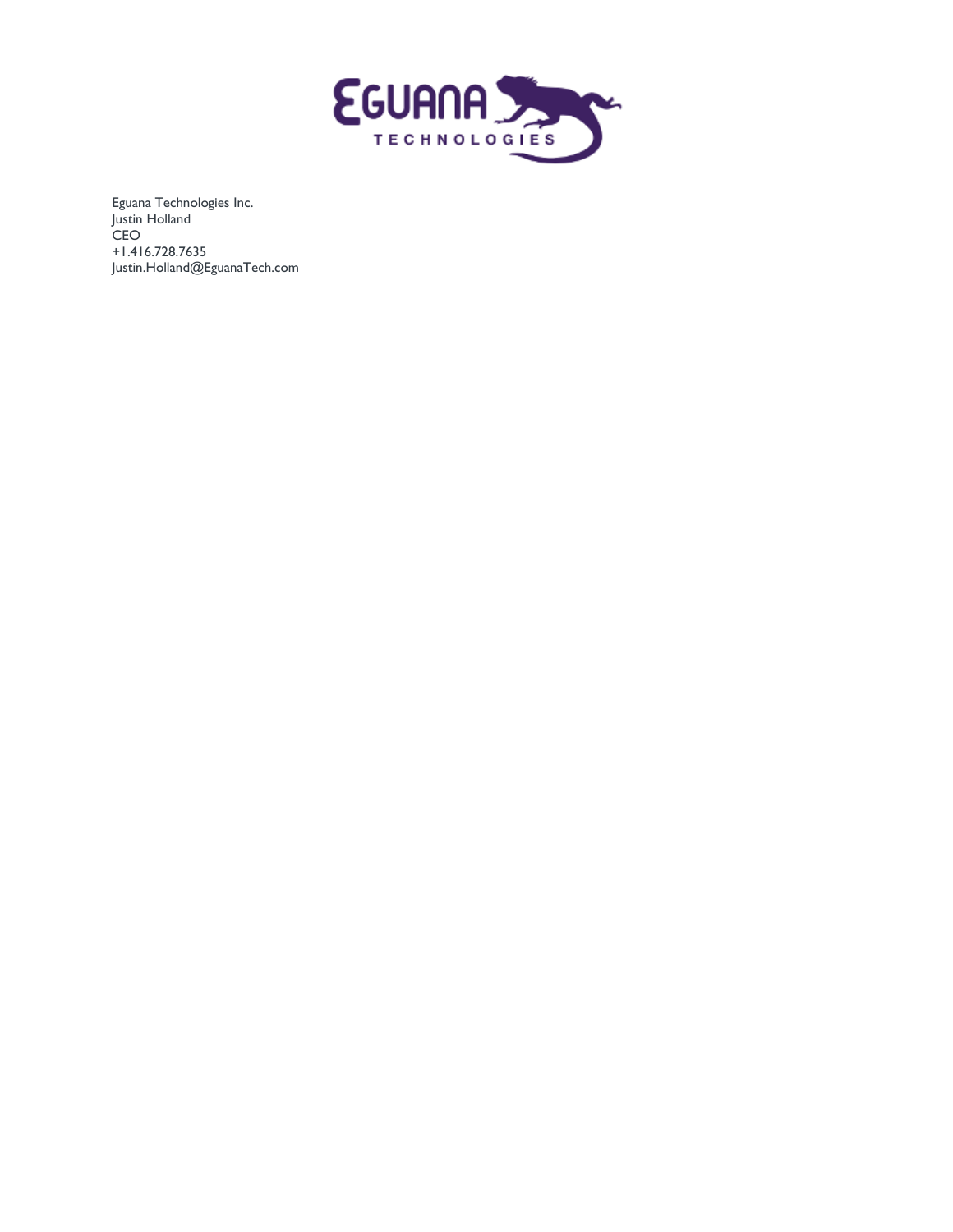Eguana Technologies Inc.
Justin Holland
CEO
+1.416.728.7635
Justin.Holland@EguanaTech.com